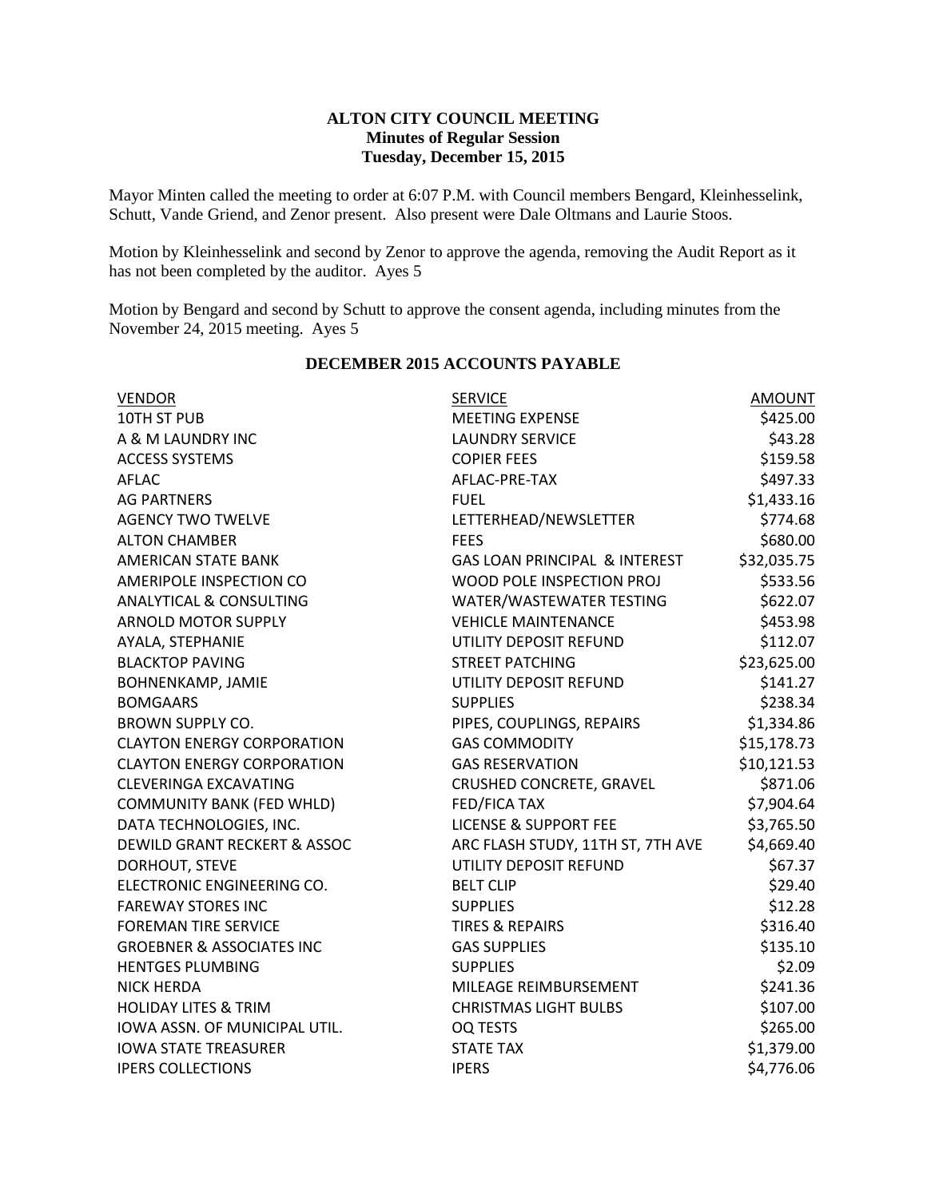**ALTON CITY COUNCIL MEETING**
**Minutes of Regular Session**
**Tuesday, December 15, 2015**

Mayor Minten called the meeting to order at 6:07 P.M. with Council members Bengard, Kleinhesselink, Schutt, Vande Griend, and Zenor present. Also present were Dale Oltmans and Laurie Stoos.

Motion by Kleinhesselink and second by Zenor to approve the agenda, removing the Audit Report as it has not been completed by the auditor. Ayes 5

Motion by Bengard and second by Schutt to approve the consent agenda, including minutes from the November 24, 2015 meeting. Ayes 5

**DECEMBER 2015 ACCOUNTS PAYABLE**

| VENDOR | SERVICE | AMOUNT |
|---|---|---|
| 10TH ST PUB | MEETING EXPENSE | $425.00 |
| A & M LAUNDRY INC | LAUNDRY SERVICE | $43.28 |
| ACCESS SYSTEMS | COPIER FEES | $159.58 |
| AFLAC | AFLAC-PRE-TAX | $497.33 |
| AG PARTNERS | FUEL | $1,433.16 |
| AGENCY TWO TWELVE | LETTERHEAD/NEWSLETTER | $774.68 |
| ALTON CHAMBER | FEES | $680.00 |
| AMERICAN STATE BANK | GAS LOAN PRINCIPAL & INTEREST | $32,035.75 |
| AMERIPOLE INSPECTION CO | WOOD POLE INSPECTION PROJ | $533.56 |
| ANALYTICAL & CONSULTING | WATER/WASTEWATER TESTING | $622.07 |
| ARNOLD MOTOR SUPPLY | VEHICLE MAINTENANCE | $453.98 |
| AYALA, STEPHANIE | UTILITY DEPOSIT REFUND | $112.07 |
| BLACKTOP PAVING | STREET PATCHING | $23,625.00 |
| BOHNENKAMP, JAMIE | UTILITY DEPOSIT REFUND | $141.27 |
| BOMGAARS | SUPPLIES | $238.34 |
| BROWN SUPPLY CO. | PIPES, COUPLINGS, REPAIRS | $1,334.86 |
| CLAYTON ENERGY CORPORATION | GAS COMMODITY | $15,178.73 |
| CLAYTON ENERGY CORPORATION | GAS RESERVATION | $10,121.53 |
| CLEVERINGA EXCAVATING | CRUSHED CONCRETE, GRAVEL | $871.06 |
| COMMUNITY BANK (FED WHLD) | FED/FICA TAX | $7,904.64 |
| DATA TECHNOLOGIES, INC. | LICENSE & SUPPORT FEE | $3,765.50 |
| DEWILD GRANT RECKERT & ASSOC | ARC FLASH STUDY, 11TH ST, 7TH AVE | $4,669.40 |
| DORHOUT, STEVE | UTILITY DEPOSIT REFUND | $67.37 |
| ELECTRONIC ENGINEERING CO. | BELT CLIP | $29.40 |
| FAREWAY STORES INC | SUPPLIES | $12.28 |
| FOREMAN TIRE SERVICE | TIRES & REPAIRS | $316.40 |
| GROEBNER & ASSOCIATES INC | GAS SUPPLIES | $135.10 |
| HENTGES PLUMBING | SUPPLIES | $2.09 |
| NICK HERDA | MILEAGE REIMBURSEMENT | $241.36 |
| HOLIDAY LITES & TRIM | CHRISTMAS LIGHT BULBS | $107.00 |
| IOWA ASSN. OF MUNICIPAL UTIL. | OQ TESTS | $265.00 |
| IOWA STATE TREASURER | STATE TAX | $1,379.00 |
| IPERS COLLECTIONS | IPERS | $4,776.06 |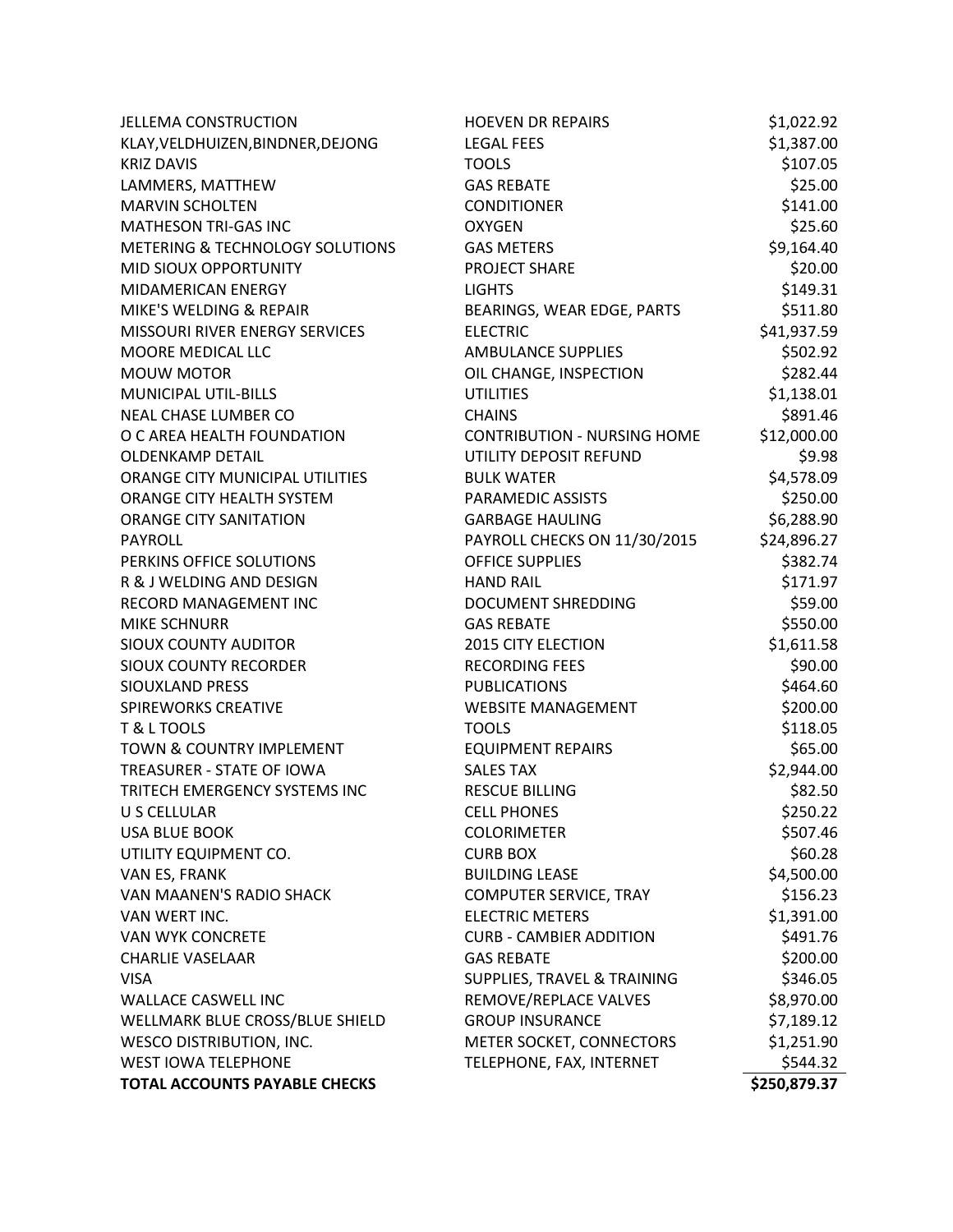| | | |
|---|---|---|
| JELLEMA CONSTRUCTION | HOEVEN DR REPAIRS | $1,022.92 |
| KLAY,VELDHUIZEN,BINDNER,DEJONG | LEGAL FEES | $1,387.00 |
| KRIZ DAVIS | TOOLS | $107.05 |
| LAMMERS, MATTHEW | GAS REBATE | $25.00 |
| MARVIN SCHOLTEN | CONDITIONER | $141.00 |
| MATHESON TRI-GAS INC | OXYGEN | $25.60 |
| METERING & TECHNOLOGY SOLUTIONS | GAS METERS | $9,164.40 |
| MID SIOUX OPPORTUNITY | PROJECT SHARE | $20.00 |
| MIDAMERICAN ENERGY | LIGHTS | $149.31 |
| MIKE'S WELDING & REPAIR | BEARINGS, WEAR EDGE, PARTS | $511.80 |
| MISSOURI RIVER ENERGY SERVICES | ELECTRIC | $41,937.59 |
| MOORE MEDICAL LLC | AMBULANCE SUPPLIES | $502.92 |
| MOUW MOTOR | OIL CHANGE, INSPECTION | $282.44 |
| MUNICIPAL UTIL-BILLS | UTILITIES | $1,138.01 |
| NEAL CHASE LUMBER CO | CHAINS | $891.46 |
| O C AREA HEALTH FOUNDATION | CONTRIBUTION - NURSING HOME | $12,000.00 |
| OLDENKAMP DETAIL | UTILITY DEPOSIT REFUND | $9.98 |
| ORANGE CITY MUNICIPAL UTILITIES | BULK WATER | $4,578.09 |
| ORANGE CITY HEALTH SYSTEM | PARAMEDIC ASSISTS | $250.00 |
| ORANGE CITY SANITATION | GARBAGE HAULING | $6,288.90 |
| PAYROLL | PAYROLL CHECKS ON 11/30/2015 | $24,896.27 |
| PERKINS OFFICE SOLUTIONS | OFFICE SUPPLIES | $382.74 |
| R & J WELDING AND DESIGN | HAND RAIL | $171.97 |
| RECORD MANAGEMENT INC | DOCUMENT SHREDDING | $59.00 |
| MIKE SCHNURR | GAS REBATE | $550.00 |
| SIOUX COUNTY AUDITOR | 2015 CITY ELECTION | $1,611.58 |
| SIOUX COUNTY RECORDER | RECORDING FEES | $90.00 |
| SIOUXLAND PRESS | PUBLICATIONS | $464.60 |
| SPIREWORKS CREATIVE | WEBSITE MANAGEMENT | $200.00 |
| T & L TOOLS | TOOLS | $118.05 |
| TOWN & COUNTRY IMPLEMENT | EQUIPMENT REPAIRS | $65.00 |
| TREASURER - STATE OF IOWA | SALES TAX | $2,944.00 |
| TRITECH EMERGENCY SYSTEMS INC | RESCUE BILLING | $82.50 |
| U S CELLULAR | CELL PHONES | $250.22 |
| USA BLUE BOOK | COLORIMETER | $507.46 |
| UTILITY EQUIPMENT CO. | CURB BOX | $60.28 |
| VAN ES, FRANK | BUILDING LEASE | $4,500.00 |
| VAN MAANEN'S RADIO SHACK | COMPUTER SERVICE, TRAY | $156.23 |
| VAN WERT INC. | ELECTRIC METERS | $1,391.00 |
| VAN WYK CONCRETE | CURB - CAMBIER ADDITION | $491.76 |
| CHARLIE VASELAAR | GAS REBATE | $200.00 |
| VISA | SUPPLIES, TRAVEL & TRAINING | $346.05 |
| WALLACE CASWELL INC | REMOVE/REPLACE VALVES | $8,970.00 |
| WELLMARK BLUE CROSS/BLUE SHIELD | GROUP INSURANCE | $7,189.12 |
| WESCO DISTRIBUTION, INC. | METER SOCKET, CONNECTORS | $1,251.90 |
| WEST IOWA TELEPHONE | TELEPHONE, FAX, INTERNET | $544.32 |
| **TOTAL ACCOUNTS PAYABLE CHECKS** | | **$250,879.37** |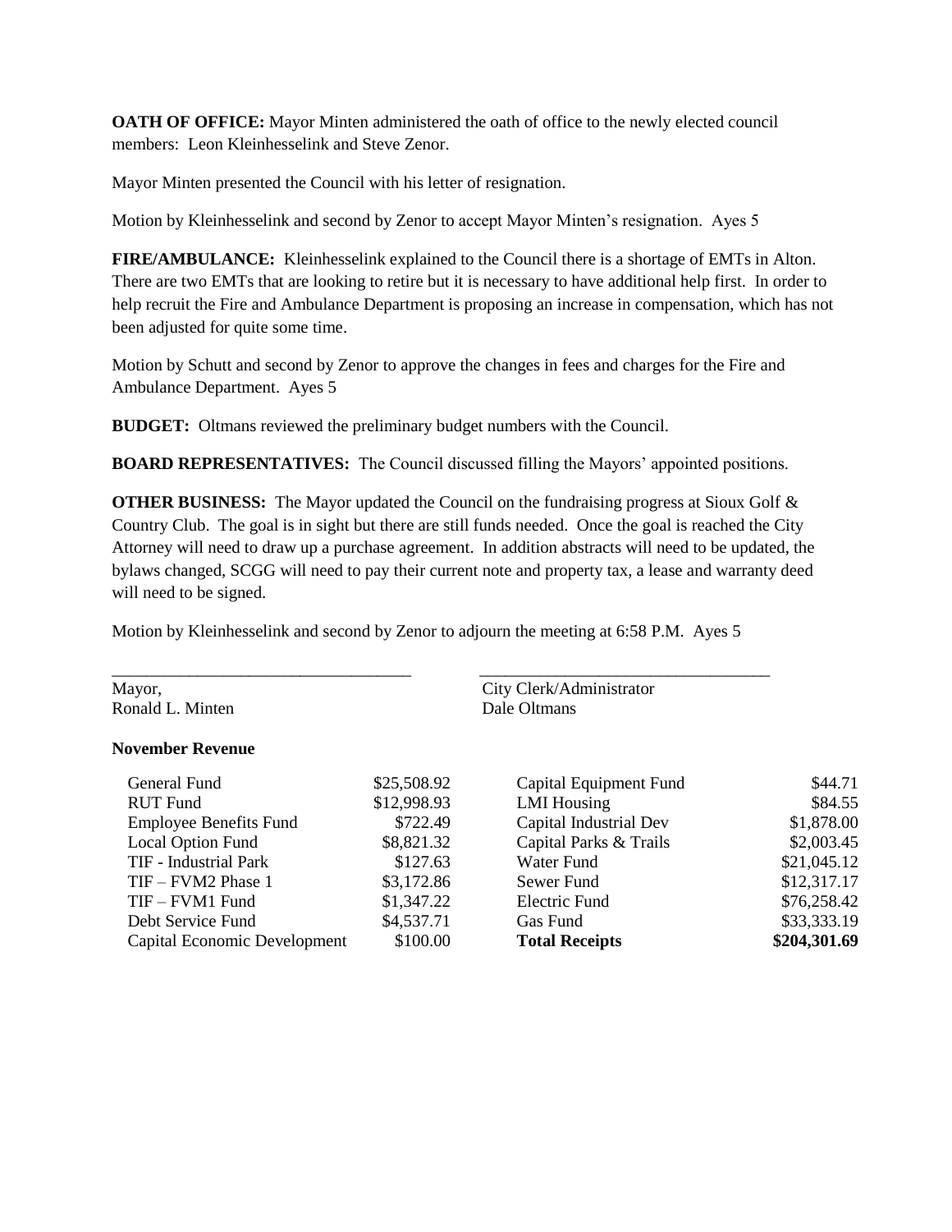**OATH OF OFFICE:** Mayor Minten administered the oath of office to the newly elected council members: Leon Kleinhesselink and Steve Zenor.

Mayor Minten presented the Council with his letter of resignation.

Motion by Kleinhesselink and second by Zenor to accept Mayor Minten's resignation. Ayes 5

**FIRE/AMBULANCE:** Kleinhesselink explained to the Council there is a shortage of EMTs in Alton. There are two EMTs that are looking to retire but it is necessary to have additional help first. In order to help recruit the Fire and Ambulance Department is proposing an increase in compensation, which has not been adjusted for quite some time.

Motion by Schutt and second by Zenor to approve the changes in fees and charges for the Fire and Ambulance Department. Ayes 5

**BUDGET:** Oltmans reviewed the preliminary budget numbers with the Council.

**BOARD REPRESENTATIVES:** The Council discussed filling the Mayors' appointed positions.

**OTHER BUSINESS:** The Mayor updated the Council on the fundraising progress at Sioux Golf & Country Club. The goal is in sight but there are still funds needed. Once the goal is reached the City Attorney will need to draw up a purchase agreement. In addition abstracts will need to be updated, the bylaws changed, SCGG will need to pay their current note and property tax, a lease and warranty deed will need to be signed.

Motion by Kleinhesselink and second by Zenor to adjourn the meeting at 6:58 P.M. Ayes 5

\_\_\_\_\_\_\_\_\_\_\_\_\_\_\_\_\_\_\_\_\_\_\_\_\_\_\_\_\_\_\_\_\_\_\_
Mayor,
Ronald L. Minten

\_\_\_\_\_\_\_\_\_\_\_\_\_\_\_\_\_\_\_\_\_\_\_\_\_\_\_\_\_\_\_\_\_\_\_
City Clerk/Administrator
Dale Oltmans

**November Revenue**

| | | | |
|---|---|---|---|
| General Fund | $25,508.92 | Capital Equipment Fund | $44.71 |
| RUT Fund | $12,998.93 | LMI Housing | $84.55 |
| Employee Benefits Fund | $722.49 | Capital Industrial Dev | $1,878.00 |
| Local Option Fund | $8,821.32 | Capital Parks & Trails | $2,003.45 |
| TIF - Industrial Park | $127.63 | Water Fund | $21,045.12 |
| TIF – FVM2 Phase 1 | $3,172.86 | Sewer Fund | $12,317.17 |
| TIF – FVM1 Fund | $1,347.22 | Electric Fund | $76,258.42 |
| Debt Service Fund | $4,537.71 | Gas Fund | $33,333.19 |
| Capital Economic Development | $100.00 | **Total Receipts** | **$204,301.69** |